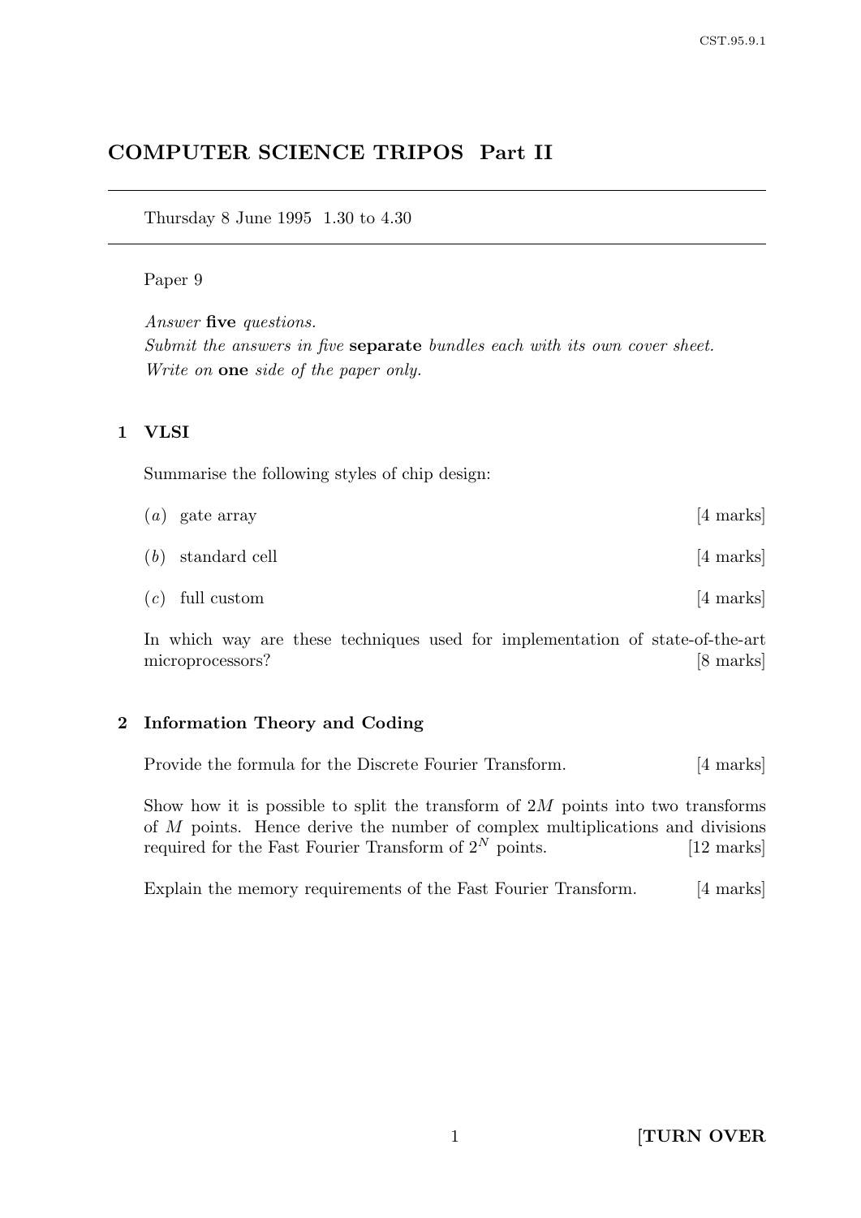# COMPUTER SCIENCE TRIPOS Part II

Thursday 8 June 1995 1.30 to 4.30

Paper 9

*Answer* **five** *questions.*
*Submit the answers in five* **separate** *bundles each with its own cover sheet.*
*Write on* **one** *side of the paper only.*

## 1 VLSI

Summarise the following styles of chip design:

(*a*) gate array [4 marks]

(*b*) standard cell [4 marks]

(*c*) full custom [4 marks]

In which way are these techniques used for implementation of state-of-the-art microprocessors? [8 marks]

## 2 Information Theory and Coding

Provide the formula for the Discrete Fourier Transform. [4 marks]

Show how it is possible to split the transform of $2M$ points into two transforms of $M$ points. Hence derive the number of complex multiplications and divisions required for the Fast Fourier Transform of $2^N$ points. [12 marks]

Explain the memory requirements of the Fast Fourier Transform. [4 marks]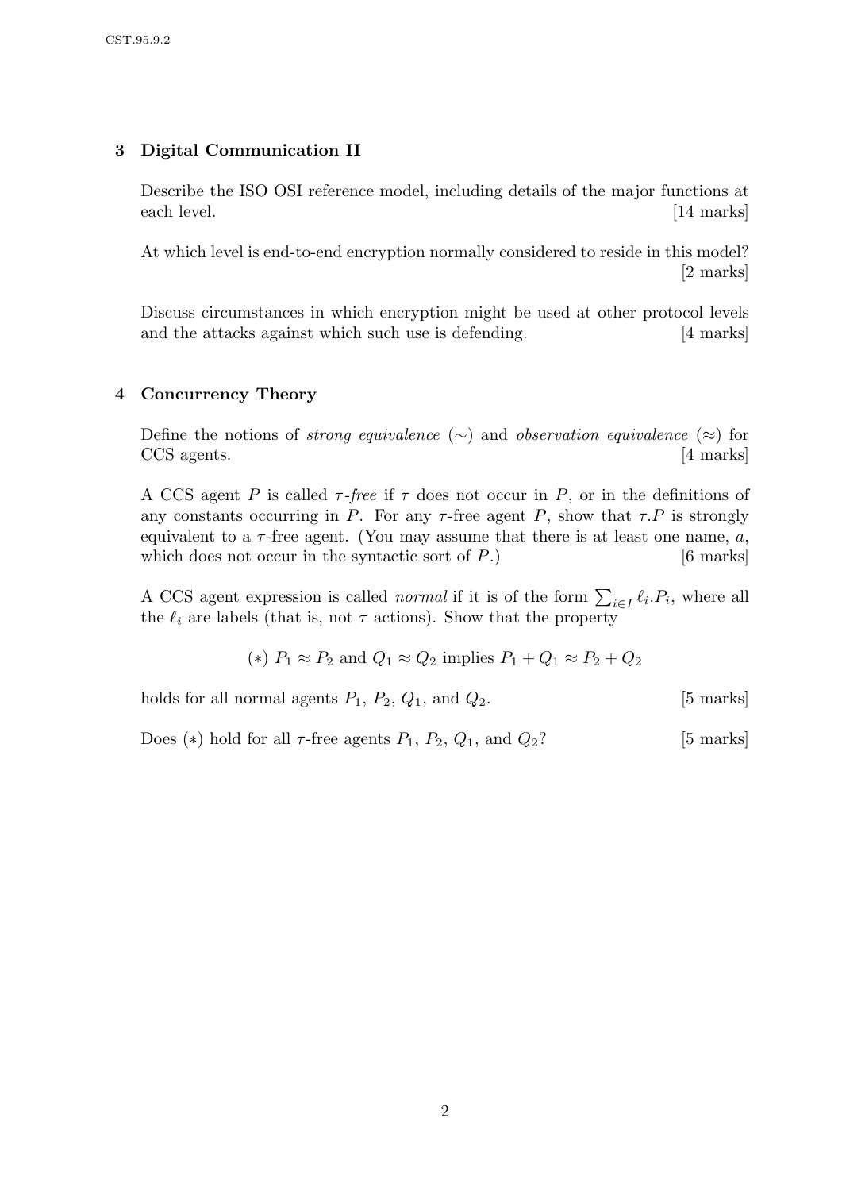## 3 Digital Communication II

Describe the ISO OSI reference model, including details of the major functions at each level. [14 marks]

At which level is end-to-end encryption normally considered to reside in this model? [2 marks]

Discuss circumstances in which encryption might be used at other protocol levels and the attacks against which such use is defending. [4 marks]

## 4 Concurrency Theory

Define the notions of *strong equivalence* ($\sim$) and *observation equivalence* ($\approx$) for CCS agents. [4 marks]

A CCS agent $P$ is called *$\tau$-free* if $\tau$ does not occur in $P$, or in the definitions of any constants occurring in $P$. For any $\tau$-free agent $P$, show that $\tau.P$ is strongly equivalent to a $\tau$-free agent. (You may assume that there is at least one name, $a$, which does not occur in the syntactic sort of $P$.) [6 marks]

A CCS agent expression is called *normal* if it is of the form $\sum_{i \in I} \ell_i.P_i$, where all the $\ell_i$ are labels (that is, not $\tau$ actions). Show that the property

$$(*)\ P_1 \approx P_2 \text{ and } Q_1 \approx Q_2 \text{ implies } P_1 + Q_1 \approx P_2 + Q_2$$

holds for all normal agents $P_1$, $P_2$, $Q_1$, and $Q_2$. [5 marks]

Does $(*)$ hold for all $\tau$-free agents $P_1$, $P_2$, $Q_1$, and $Q_2$? [5 marks]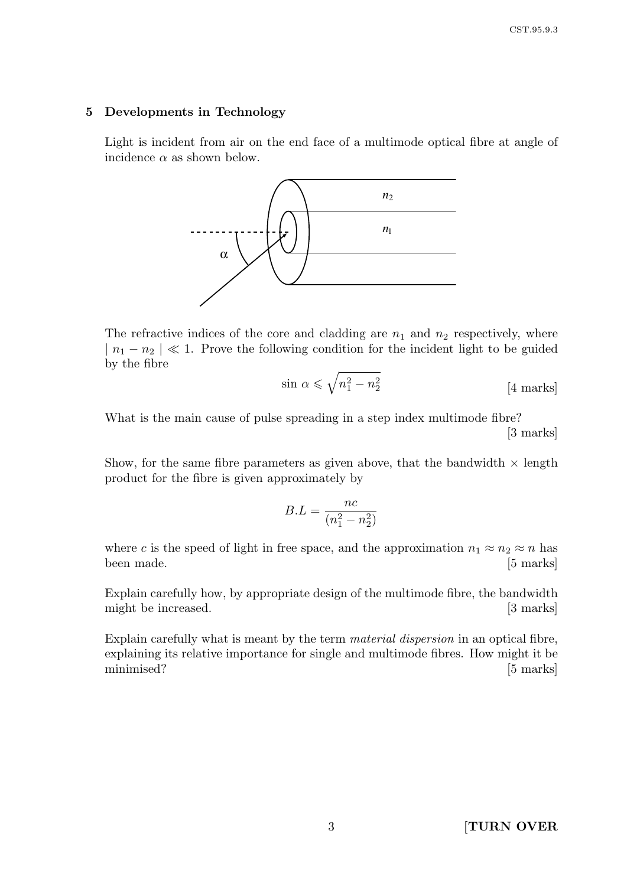## 5 Developments in Technology

Light is incident from air on the end face of a multimode optical fibre at angle of incidence $\alpha$ as shown below.

The refractive indices of the core and cladding are $n_1$ and $n_2$ respectively, where $| n_1 - n_2 | \ll 1$. Prove the following condition for the incident light to be guided by the fibre

$$\sin \alpha \leqslant \sqrt{n_1^2 - n_2^2}$$

[4 marks]

What is the main cause of pulse spreading in a step index multimode fibre?

[3 marks]

Show, for the same fibre parameters as given above, that the bandwidth × length product for the fibre is given approximately by

$$B.L = \frac{nc}{(n_1^2 - n_2^2)}$$

where $c$ is the speed of light in free space, and the approximation $n_1 \approx n_2 \approx n$ has been made. [5 marks]

Explain carefully how, by appropriate design of the multimode fibre, the bandwidth might be increased. [3 marks]

Explain carefully what is meant by the term *material dispersion* in an optical fibre, explaining its relative importance for single and multimode fibres. How might it be minimised? [5 marks]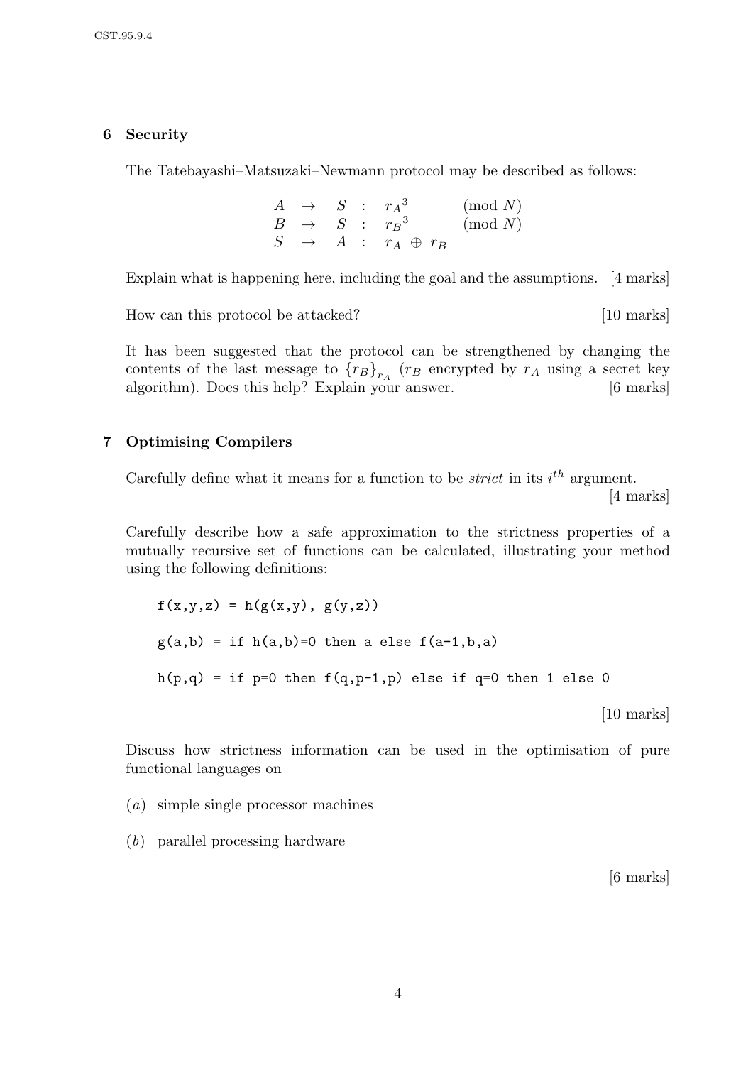## 6 Security

The Tatebayashi–Matsuzaki–Newmann protocol may be described as follows:

$$
\begin{array}{lllll}
A & \rightarrow & S & : & {r_A}^3 \pmod{N} \\
B & \rightarrow & S & : & {r_B}^3 \pmod{N} \\
S & \rightarrow & A & : & r_A \oplus r_B
\end{array}
$$

Explain what is happening here, including the goal and the assumptions. [4 marks]

How can this protocol be attacked? [10 marks]

It has been suggested that the protocol can be strengthened by changing the contents of the last message to $\{r_B\}_{r_A}$ ($r_B$ encrypted by $r_A$ using a secret key algorithm). Does this help? Explain your answer. [6 marks]

## 7 Optimising Compilers

Carefully define what it means for a function to be *strict* in its $i^{th}$ argument. [4 marks]

Carefully describe how a safe approximation to the strictness properties of a mutually recursive set of functions can be calculated, illustrating your method using the following definitions:

```
f(x,y,z) = h(g(x,y), g(y,z))

g(a,b) = if h(a,b)=0 then a else f(a-1,b,a)

h(p,q) = if p=0 then f(q,p-1,p) else if q=0 then 1 else 0
```

[10 marks]

Discuss how strictness information can be used in the optimisation of pure functional languages on

(*a*) simple single processor machines

(*b*) parallel processing hardware

[6 marks]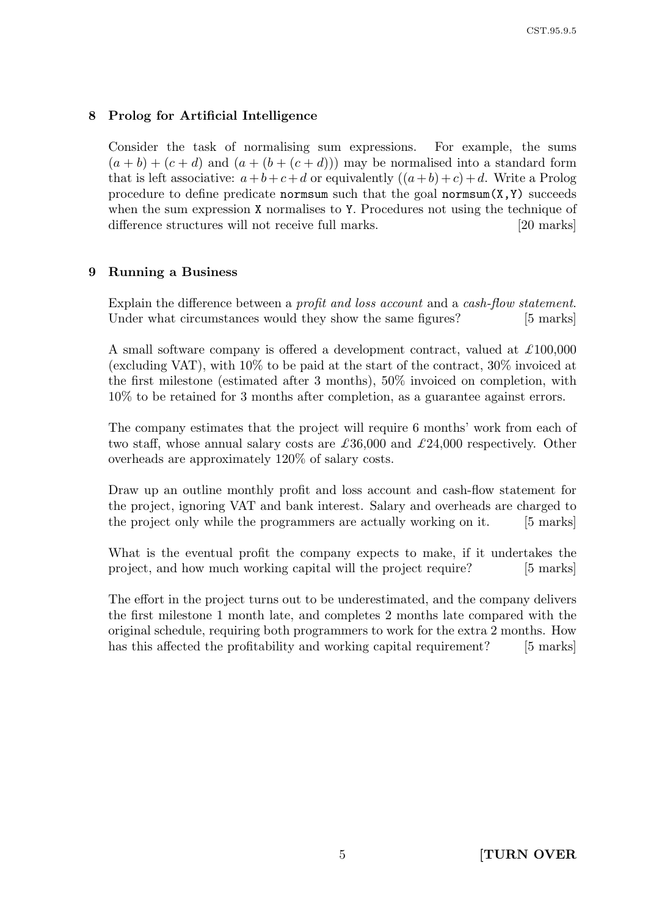## 8 Prolog for Artificial Intelligence

Consider the task of normalising sum expressions. For example, the sums $(a + b) + (c + d)$ and $(a + (b + (c + d)))$ may be normalised into a standard form that is left associative: $a + b + c + d$ or equivalently $((a + b) + c) + d$. Write a Prolog procedure to define predicate `normsum` such that the goal `normsum(X,Y)` succeeds when the sum expression `X` normalises to `Y`. Procedures not using the technique of difference structures will not receive full marks. [20 marks]

## 9 Running a Business

Explain the difference between a *profit and loss account* and a *cash-flow statement*. Under what circumstances would they show the same figures? [5 marks]

A small software company is offered a development contract, valued at £100,000 (excluding VAT), with 10% to be paid at the start of the contract, 30% invoiced at the first milestone (estimated after 3 months), 50% invoiced on completion, with 10% to be retained for 3 months after completion, as a guarantee against errors.

The company estimates that the project will require 6 months' work from each of two staff, whose annual salary costs are £36,000 and £24,000 respectively. Other overheads are approximately 120% of salary costs.

Draw up an outline monthly profit and loss account and cash-flow statement for the project, ignoring VAT and bank interest. Salary and overheads are charged to the project only while the programmers are actually working on it. [5 marks]

What is the eventual profit the company expects to make, if it undertakes the project, and how much working capital will the project require? [5 marks]

The effort in the project turns out to be underestimated, and the company delivers the first milestone 1 month late, and completes 2 months late compared with the original schedule, requiring both programmers to work for the extra 2 months. How has this affected the profitability and working capital requirement? [5 marks]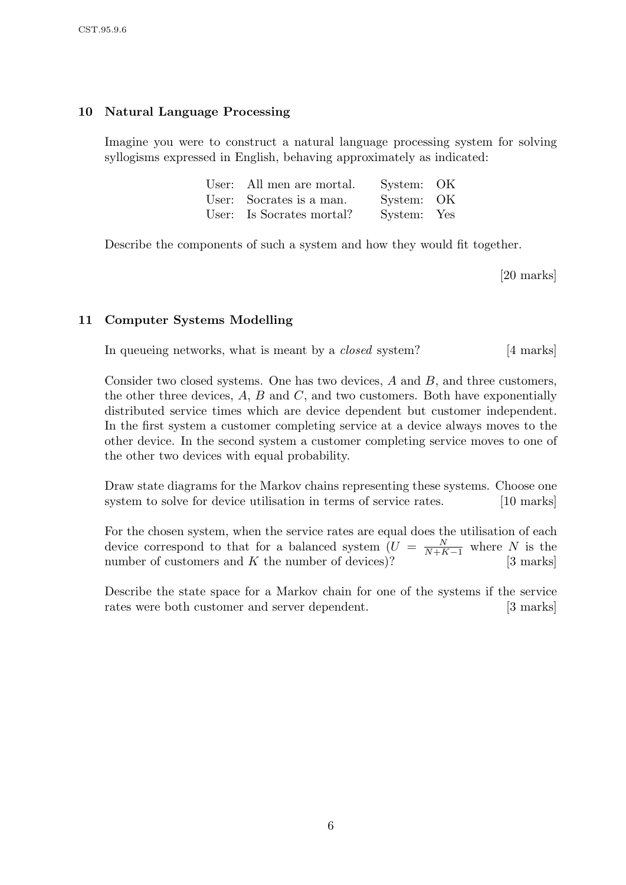## 10 Natural Language Processing

Imagine you were to construct a natural language processing system for solving syllogisms expressed in English, behaving approximately as indicated:

| | | | |
|---|---|---|---|
| User: | All men are mortal. | System: | OK |
| User: | Socrates is a man. | System: | OK |
| User: | Is Socrates mortal? | System: | Yes |

Describe the components of such a system and how they would fit together.

[20 marks]

## 11 Computer Systems Modelling

In queueing networks, what is meant by a *closed* system? [4 marks]

Consider two closed systems. One has two devices, $A$ and $B$, and three customers, the other three devices, $A$, $B$ and $C$, and two customers. Both have exponentially distributed service times which are device dependent but customer independent. In the first system a customer completing service at a device always moves to the other device. In the second system a customer completing service moves to one of the other two devices with equal probability.

Draw state diagrams for the Markov chains representing these systems. Choose one system to solve for device utilisation in terms of service rates. [10 marks]

For the chosen system, when the service rates are equal does the utilisation of each device correspond to that for a balanced system ($U = \frac{N}{N+K-1}$ where $N$ is the number of customers and $K$ the number of devices)? [3 marks]

Describe the state space for a Markov chain for one of the systems if the service rates were both customer and server dependent. [3 marks]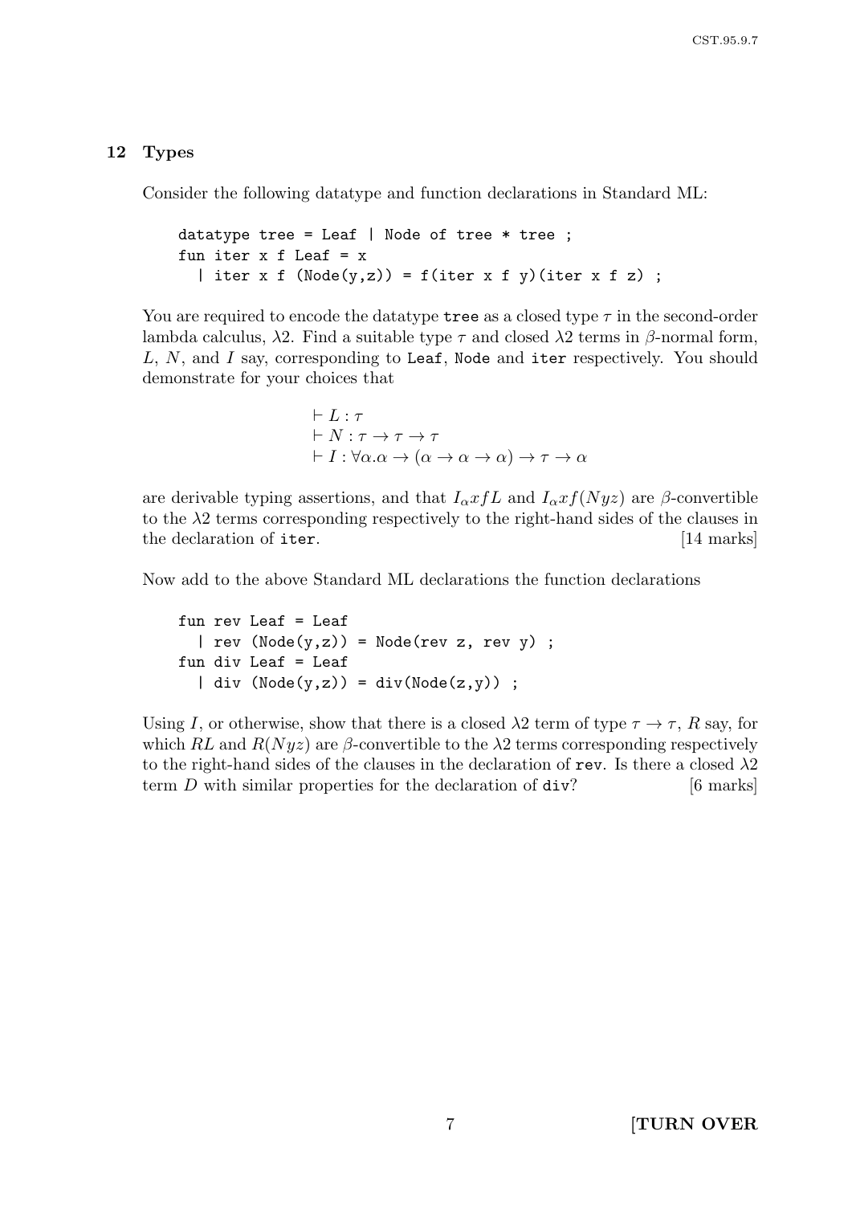## 12 Types

Consider the following datatype and function declarations in Standard ML:

```
datatype tree = Leaf | Node of tree * tree ;
fun iter x f Leaf = x
  | iter x f (Node(y,z)) = f(iter x f y)(iter x f z) ;
```

You are required to encode the datatype `tree` as a closed type $\tau$ in the second-order lambda calculus, $\lambda 2$. Find a suitable type $\tau$ and closed $\lambda 2$ terms in $\beta$-normal form, $L$, $N$, and $I$ say, corresponding to `Leaf`, `Node` and `iter` respectively. You should demonstrate for your choices that

$$\vdash L : \tau$$
$$\vdash N : \tau \to \tau \to \tau$$
$$\vdash I : \forall \alpha . \alpha \to (\alpha \to \alpha \to \alpha) \to \tau \to \alpha$$

are derivable typing assertions, and that $I_\alpha x f L$ and $I_\alpha x f (N y z)$ are $\beta$-convertible to the $\lambda 2$ terms corresponding respectively to the right-hand sides of the clauses in the declaration of `iter`. [14 marks]

Now add to the above Standard ML declarations the function declarations

```
fun rev Leaf = Leaf
  | rev (Node(y,z)) = Node(rev z, rev y) ;
fun div Leaf = Leaf
  | div (Node(y,z)) = div(Node(z,y)) ;
```

Using $I$, or otherwise, show that there is a closed $\lambda 2$ term of type $\tau \to \tau$, $R$ say, for which $RL$ and $R(Nyz)$ are $\beta$-convertible to the $\lambda 2$ terms corresponding respectively to the right-hand sides of the clauses in the declaration of `rev`. Is there a closed $\lambda 2$ term $D$ with similar properties for the declaration of `div`? [6 marks]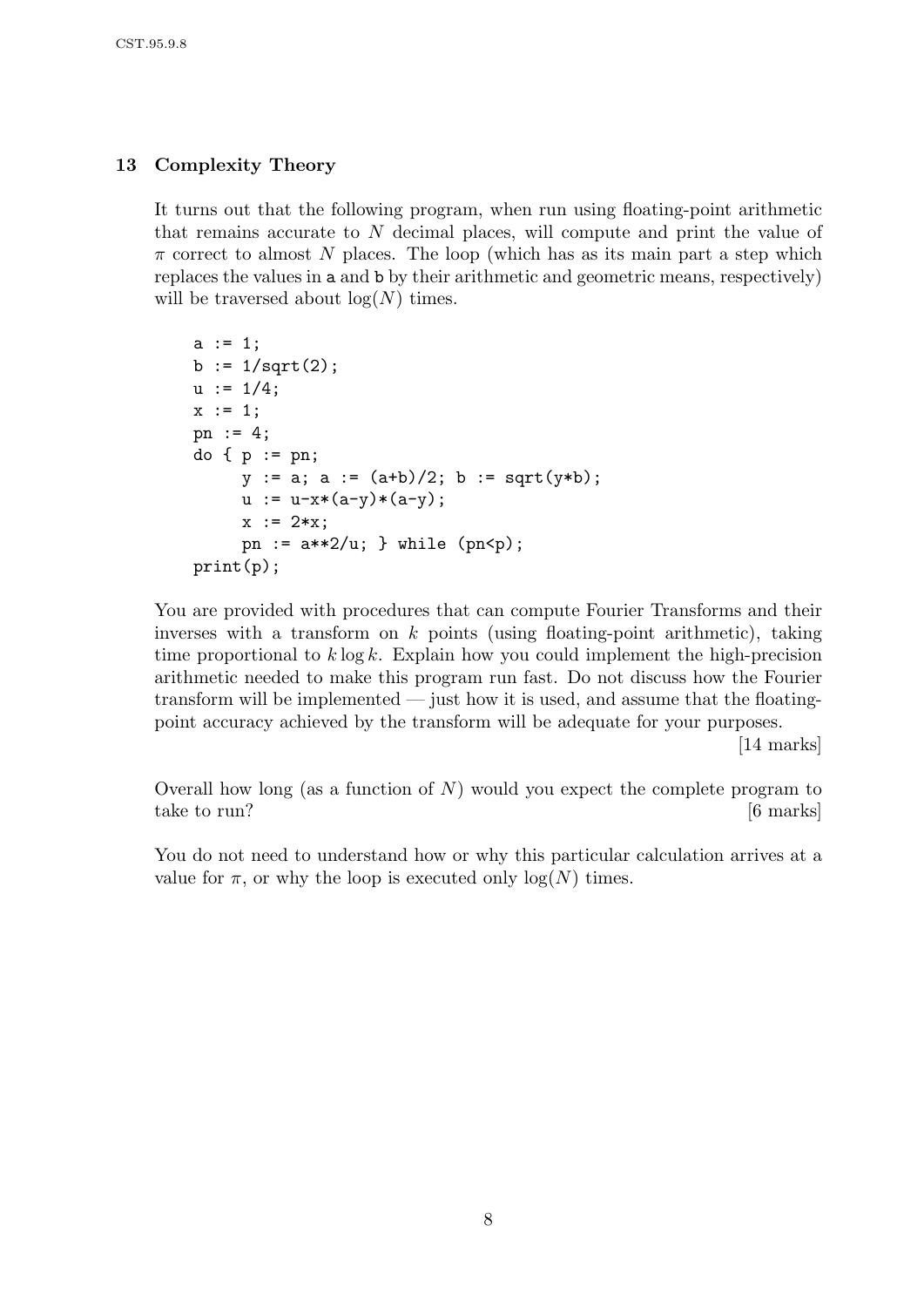## 13 Complexity Theory

It turns out that the following program, when run using floating-point arithmetic that remains accurate to $N$ decimal places, will compute and print the value of $\pi$ correct to almost $N$ places. The loop (which has as its main part a step which replaces the values in a and b by their arithmetic and geometric means, respectively) will be traversed about $\log(N)$ times.

```
a := 1;
b := 1/sqrt(2);
u := 1/4;
x := 1;
pn := 4;
do { p := pn;
     y := a; a := (a+b)/2; b := sqrt(y*b);
     u := u-x*(a-y)*(a-y);
     x := 2*x;
     pn := a**2/u; } while (pn<p);
print(p);
```

You are provided with procedures that can compute Fourier Transforms and their inverses with a transform on $k$ points (using floating-point arithmetic), taking time proportional to $k \log k$. Explain how you could implement the high-precision arithmetic needed to make this program run fast. Do not discuss how the Fourier transform will be implemented — just how it is used, and assume that the floating-point accuracy achieved by the transform will be adequate for your purposes.

[14 marks]

Overall how long (as a function of $N$) would you expect the complete program to take to run?

[6 marks]

You do not need to understand how or why this particular calculation arrives at a value for $\pi$, or why the loop is executed only $\log(N)$ times.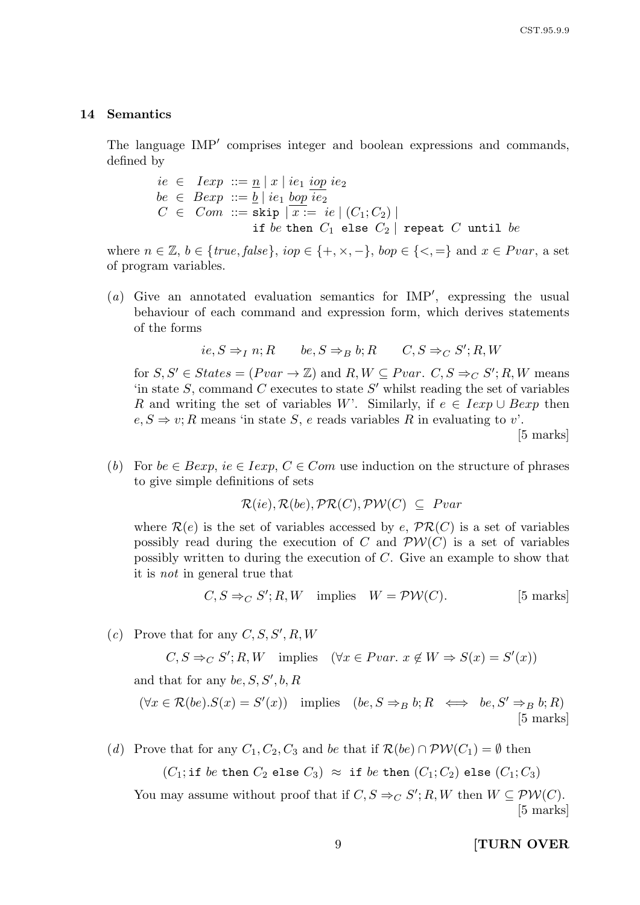## 14 Semantics

The language IMP′ comprises integer and boolean expressions and commands, defined by

$$
\begin{array}{lcl}
ie \in \mathit{Iexp} & ::= & \underline{n} \mid x \mid ie_1 \; \underline{iop} \; ie_2 \\
be \in \mathit{Bexp} & ::= & \underline{b} \mid ie_1 \; \underline{bop} \; ie_2 \\
C \in \mathit{Com} & ::= & \texttt{skip} \mid \underline{x :=} \; ie \mid (C_1; C_2) \mid \\
 & & \texttt{if } be \texttt{ then } C_1 \texttt{ else } C_2 \mid \texttt{repeat } C \texttt{ until } be
\end{array}
$$

where $n \in \mathbb{Z}$, $b \in \{true, false\}$, $iop \in \{+, \times, -\}$, $bop \in \{<, =\}$ and $x \in Pvar$, a set of program variables.

(*a*) Give an annotated evaluation semantics for IMP′, expressing the usual behaviour of each command and expression form, which derives statements of the forms

$$ie, S \Rightarrow_I n; R \qquad be, S \Rightarrow_B b; R \qquad C, S \Rightarrow_C S'; R, W$$

for $S, S' \in States = (Pvar \rightarrow \mathbb{Z})$ and $R, W \subseteq Pvar$. $C, S \Rightarrow_C S'; R, W$ means 'in state $S$, command $C$ executes to state $S'$ whilst reading the set of variables $R$ and writing the set of variables $W$'. Similarly, if $e \in Iexp \cup Bexp$ then $e, S \Rightarrow v; R$ means 'in state $S$, $e$ reads variables $R$ in evaluating to $v$'.

[5 marks]

(*b*) For $be \in Bexp$, $ie \in Iexp$, $C \in Com$ use induction on the structure of phrases to give simple definitions of sets

$$\mathcal{R}(ie), \mathcal{R}(be), \mathcal{PR}(C), \mathcal{PW}(C) \;\subseteq\; Pvar$$

where $\mathcal{R}(e)$ is the set of variables accessed by $e$, $\mathcal{PR}(C)$ is a set of variables possibly read during the execution of $C$ and $\mathcal{PW}(C)$ is a set of variables possibly written to during the execution of $C$. Give an example to show that it is *not* in general true that

$$C, S \Rightarrow_C S'; R, W \quad \text{implies} \quad W = \mathcal{PW}(C).$$

[5 marks]

(*c*) Prove that for any $C, S, S', R, W$

$$C, S \Rightarrow_C S'; R, W \quad \text{implies} \quad (\forall x \in Pvar.\; x \notin W \Rightarrow S(x) = S'(x))$$

and that for any $be, S, S', b, R$

$$(\forall x \in \mathcal{R}(be). S(x) = S'(x)) \quad \text{implies} \quad (be, S \Rightarrow_B b; R \iff be, S' \Rightarrow_B b; R)$$

[5 marks]

(*d*) Prove that for any $C_1, C_2, C_3$ and $be$ that if $\mathcal{R}(be) \cap \mathcal{PW}(C_1) = \emptyset$ then

$$(C_1; \texttt{if } be \texttt{ then } C_2 \texttt{ else } C_3) \;\approx\; \texttt{if } be \texttt{ then } (C_1; C_2) \texttt{ else } (C_1; C_3)$$

You may assume without proof that if $C, S \Rightarrow_C S'; R, W$ then $W \subseteq \mathcal{PW}(C)$.

[5 marks]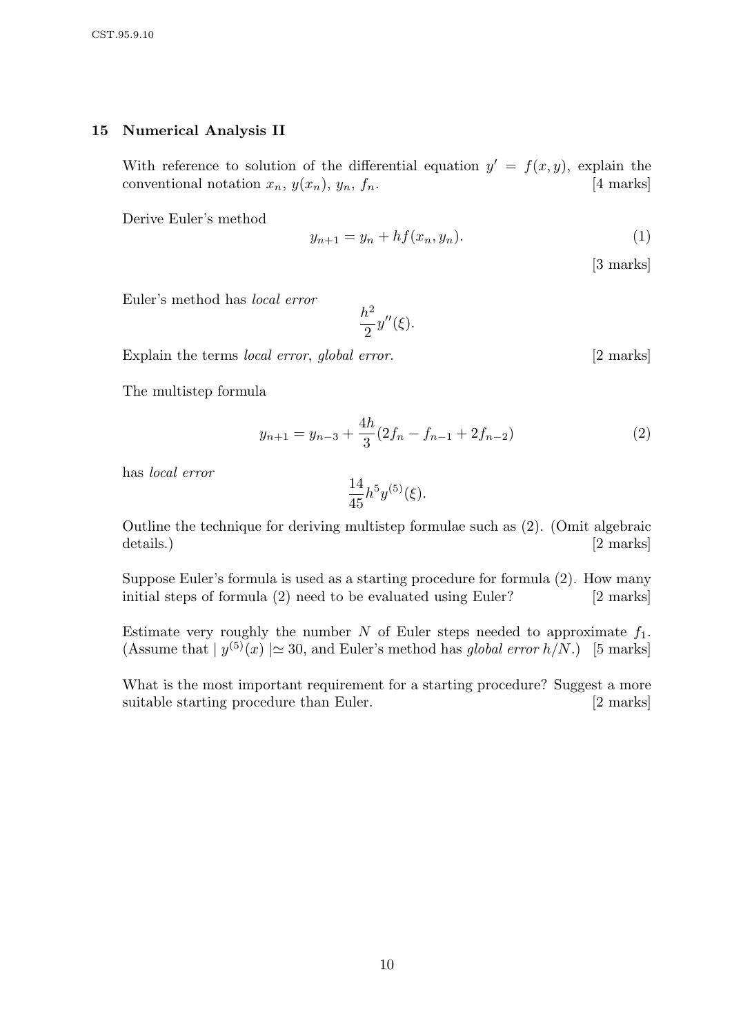## 15 Numerical Analysis II

With reference to solution of the differential equation $y' = f(x, y)$, explain the conventional notation $x_n$, $y(x_n)$, $y_n$, $f_n$. [4 marks]

Derive Euler's method

$$y_{n+1} = y_n + hf(x_n, y_n). \tag{1}$$

[3 marks]

Euler's method has *local error*

$$\frac{h^2}{2} y''(\xi).$$

Explain the terms *local error*, *global error*. [2 marks]

The multistep formula

$$y_{n+1} = y_{n-3} + \frac{4h}{3}(2f_n - f_{n-1} + 2f_{n-2}) \tag{2}$$

has *local error*

$$\frac{14}{45} h^5 y^{(5)}(\xi).$$

Outline the technique for deriving multistep formulae such as (2). (Omit algebraic details.) [2 marks]

Suppose Euler's formula is used as a starting procedure for formula (2). How many initial steps of formula (2) need to be evaluated using Euler? [2 marks]

Estimate very roughly the number $N$ of Euler steps needed to approximate $f_1$. (Assume that $| y^{(5)}(x) | \simeq 30$, and Euler's method has *global error* $h/N$.) [5 marks]

What is the most important requirement for a starting procedure? Suggest a more suitable starting procedure than Euler. [2 marks]